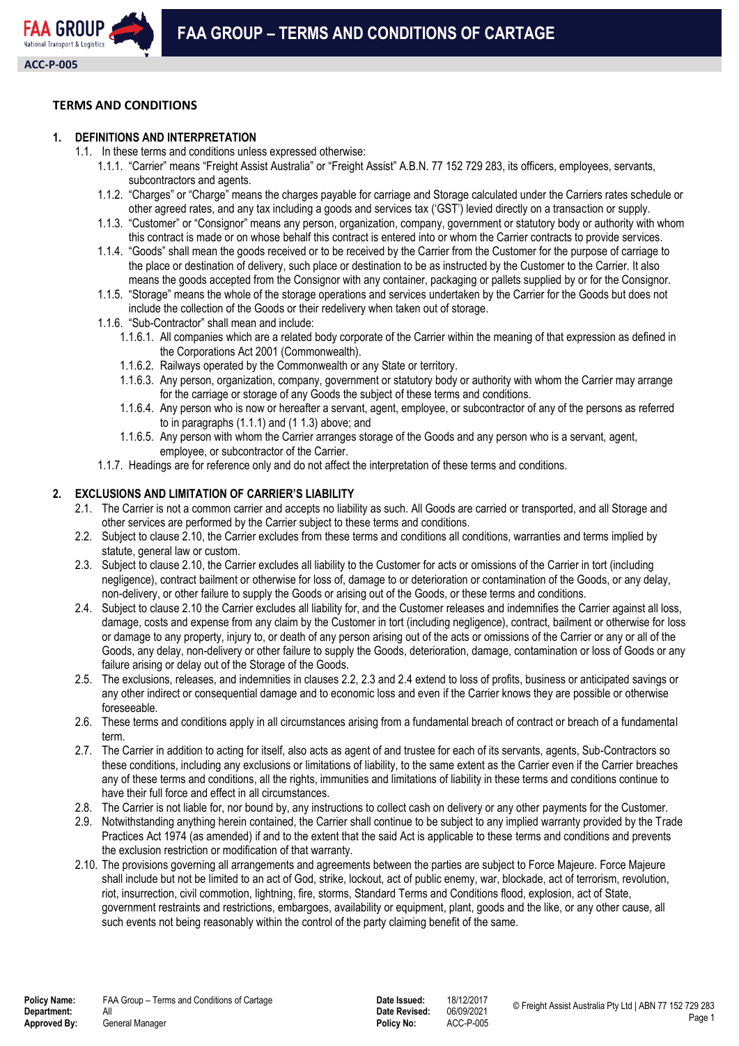# FAA GROUP – TERMS AND CONDITIONS OF CARTAGE

ACC-P-005

## TERMS AND CONDITIONS

### 1. DEFINITIONS AND INTERPRETATION

1.1. In these terms and conditions unless expressed otherwise:

1.1.1. "Carrier" means "Freight Assist Australia" or "Freight Assist" A.B.N. 77 152 729 283, its officers, employees, servants, subcontractors and agents.

1.1.2. "Charges" or "Charge" means the charges payable for carriage and Storage calculated under the Carriers rates schedule or other agreed rates, and any tax including a goods and services tax ('GST') levied directly on a transaction or supply.

1.1.3. "Customer" or "Consignor" means any person, organization, company, government or statutory body or authority with whom this contract is made or on whose behalf this contract is entered into or whom the Carrier contracts to provide services.

1.1.4. "Goods" shall mean the goods received or to be received by the Carrier from the Customer for the purpose of carriage to the place or destination of delivery, such place or destination to be as instructed by the Customer to the Carrier. It also means the goods accepted from the Consignor with any container, packaging or pallets supplied by or for the Consignor.

1.1.5. "Storage" means the whole of the storage operations and services undertaken by the Carrier for the Goods but does not include the collection of the Goods or their redelivery when taken out of storage.

1.1.6. "Sub-Contractor" shall mean and include:

1.1.6.1. All companies which are a related body corporate of the Carrier within the meaning of that expression as defined in the Corporations Act 2001 (Commonwealth).

1.1.6.2. Railways operated by the Commonwealth or any State or territory.

1.1.6.3. Any person, organization, company, government or statutory body or authority with whom the Carrier may arrange for the carriage or storage of any Goods the subject of these terms and conditions.

1.1.6.4. Any person who is now or hereafter a servant, agent, employee, or subcontractor of any of the persons as referred to in paragraphs (1.1.1) and (1 1.3) above; and

1.1.6.5. Any person with whom the Carrier arranges storage of the Goods and any person who is a servant, agent, employee, or subcontractor of the Carrier.

1.1.7. Headings are for reference only and do not affect the interpretation of these terms and conditions.

### 2. EXCLUSIONS AND LIMITATION OF CARRIER'S LIABILITY

2.1. The Carrier is not a common carrier and accepts no liability as such. All Goods are carried or transported, and all Storage and other services are performed by the Carrier subject to these terms and conditions.

2.2. Subject to clause 2.10, the Carrier excludes from these terms and conditions all conditions, warranties and terms implied by statute, general law or custom.

2.3. Subject to clause 2.10, the Carrier excludes all liability to the Customer for acts or omissions of the Carrier in tort (including negligence), contract bailment or otherwise for loss of, damage to or deterioration or contamination of the Goods, or any delay, non-delivery, or other failure to supply the Goods or arising out of the Goods, or these terms and conditions.

2.4. Subject to clause 2.10 the Carrier excludes all liability for, and the Customer releases and indemnifies the Carrier against all loss, damage, costs and expense from any claim by the Customer in tort (including negligence), contract, bailment or otherwise for loss or damage to any property, injury to, or death of any person arising out of the acts or omissions of the Carrier or any or all of the Goods, any delay, non-delivery or other failure to supply the Goods, deterioration, damage, contamination or loss of Goods or any failure arising or delay out of the Storage of the Goods.

2.5. The exclusions, releases, and indemnities in clauses 2.2, 2.3 and 2.4 extend to loss of profits, business or anticipated savings or any other indirect or consequential damage and to economic loss and even if the Carrier knows they are possible or otherwise foreseeable.

2.6. These terms and conditions apply in all circumstances arising from a fundamental breach of contract or breach of a fundamental term.

2.7. The Carrier in addition to acting for itself, also acts as agent of and trustee for each of its servants, agents, Sub-Contractors so these conditions, including any exclusions or limitations of liability, to the same extent as the Carrier even if the Carrier breaches any of these terms and conditions, all the rights, immunities and limitations of liability in these terms and conditions continue to have their full force and effect in all circumstances.

2.8. The Carrier is not liable for, nor bound by, any instructions to collect cash on delivery or any other payments for the Customer.

2.9. Notwithstanding anything herein contained, the Carrier shall continue to be subject to any implied warranty provided by the Trade Practices Act 1974 (as amended) if and to the extent that the said Act is applicable to these terms and conditions and prevents the exclusion restriction or modification of that warranty.

2.10. The provisions governing all arrangements and agreements between the parties are subject to Force Majeure. Force Majeure shall include but not be limited to an act of God, strike, lockout, act of public enemy, war, blockade, act of terrorism, revolution, riot, insurrection, civil commotion, lightning, fire, storms, Standard Terms and Conditions flood, explosion, act of State, government restraints and restrictions, embargoes, availability or equipment, plant, goods and the like, or any other cause, all such events not being reasonably within the control of the party claiming benefit of the same.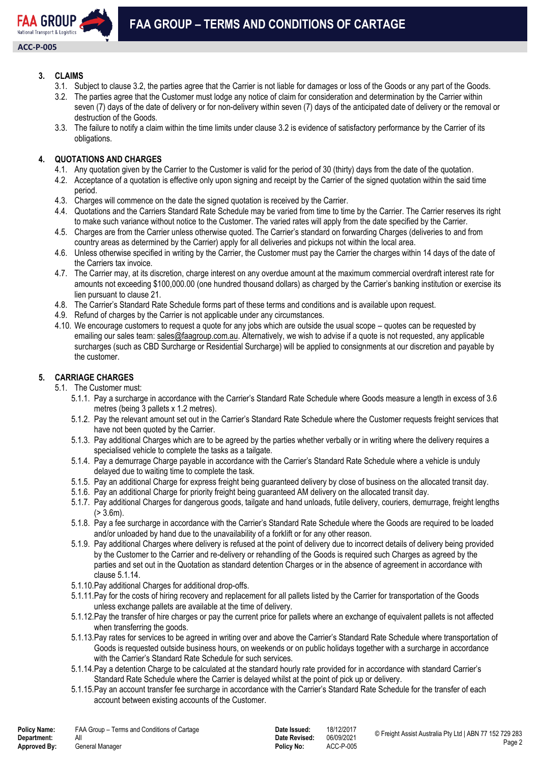## 3. CLAIMS

3.1. Subject to clause 3.2, the parties agree that the Carrier is not liable for damages or loss of the Goods or any part of the Goods.

3.2. The parties agree that the Customer must lodge any notice of claim for consideration and determination by the Carrier within seven (7) days of the date of delivery or for non-delivery within seven (7) days of the anticipated date of delivery or the removal or destruction of the Goods.

3.3. The failure to notify a claim within the time limits under clause 3.2 is evidence of satisfactory performance by the Carrier of its obligations.

## 4. QUOTATIONS AND CHARGES

4.1. Any quotation given by the Carrier to the Customer is valid for the period of 30 (thirty) days from the date of the quotation.

4.2. Acceptance of a quotation is effective only upon signing and receipt by the Carrier of the signed quotation within the said time period.

4.3. Charges will commence on the date the signed quotation is received by the Carrier.

4.4. Quotations and the Carriers Standard Rate Schedule may be varied from time to time by the Carrier. The Carrier reserves its right to make such variance without notice to the Customer. The varied rates will apply from the date specified by the Carrier.

4.5. Charges are from the Carrier unless otherwise quoted. The Carrier's standard on forwarding Charges (deliveries to and from country areas as determined by the Carrier) apply for all deliveries and pickups not within the local area.

4.6. Unless otherwise specified in writing by the Carrier, the Customer must pay the Carrier the charges within 14 days of the date of the Carriers tax invoice.

4.7. The Carrier may, at its discretion, charge interest on any overdue amount at the maximum commercial overdraft interest rate for amounts not exceeding $100,000.00 (one hundred thousand dollars) as charged by the Carrier's banking institution or exercise its lien pursuant to clause 21.

4.8. The Carrier's Standard Rate Schedule forms part of these terms and conditions and is available upon request.

4.9. Refund of charges by the Carrier is not applicable under any circumstances.

4.10. We encourage customers to request a quote for any jobs which are outside the usual scope – quotes can be requested by emailing our sales team: sales@faagroup.com.au. Alternatively, we wish to advise if a quote is not requested, any applicable surcharges (such as CBD Surcharge or Residential Surcharge) will be applied to consignments at our discretion and payable by the customer.

## 5. CARRIAGE CHARGES

5.1. The Customer must:

5.1.1. Pay a surcharge in accordance with the Carrier's Standard Rate Schedule where Goods measure a length in excess of 3.6 metres (being 3 pallets x 1.2 metres).

5.1.2. Pay the relevant amount set out in the Carrier's Standard Rate Schedule where the Customer requests freight services that have not been quoted by the Carrier.

5.1.3. Pay additional Charges which are to be agreed by the parties whether verbally or in writing where the delivery requires a specialised vehicle to complete the tasks as a tailgate.

5.1.4. Pay a demurrage Charge payable in accordance with the Carrier's Standard Rate Schedule where a vehicle is unduly delayed due to waiting time to complete the task.

5.1.5. Pay an additional Charge for express freight being guaranteed delivery by close of business on the allocated transit day.

5.1.6. Pay an additional Charge for priority freight being guaranteed AM delivery on the allocated transit day.

5.1.7. Pay additional Charges for dangerous goods, tailgate and hand unloads, futile delivery, couriers, demurrage, freight lengths (> 3.6m).

5.1.8. Pay a fee surcharge in accordance with the Carrier's Standard Rate Schedule where the Goods are required to be loaded and/or unloaded by hand due to the unavailability of a forklift or for any other reason.

5.1.9. Pay additional Charges where delivery is refused at the point of delivery due to incorrect details of delivery being provided by the Customer to the Carrier and re-delivery or rehandling of the Goods is required such Charges as agreed by the parties and set out in the Quotation as standard detention Charges or in the absence of agreement in accordance with clause 5.1.14.

5.1.10. Pay additional Charges for additional drop-offs.

5.1.11. Pay for the costs of hiring recovery and replacement for all pallets listed by the Carrier for transportation of the Goods unless exchange pallets are available at the time of delivery.

5.1.12. Pay the transfer of hire charges or pay the current price for pallets where an exchange of equivalent pallets is not affected when transferring the goods.

5.1.13. Pay rates for services to be agreed in writing over and above the Carrier's Standard Rate Schedule where transportation of Goods is requested outside business hours, on weekends or on public holidays together with a surcharge in accordance with the Carrier's Standard Rate Schedule for such services.

5.1.14. Pay a detention Charge to be calculated at the standard hourly rate provided for in accordance with standard Carrier's Standard Rate Schedule where the Carrier is delayed whilst at the point of pick up or delivery.

5.1.15. Pay an account transfer fee surcharge in accordance with the Carrier's Standard Rate Schedule for the transfer of each account between existing accounts of the Customer.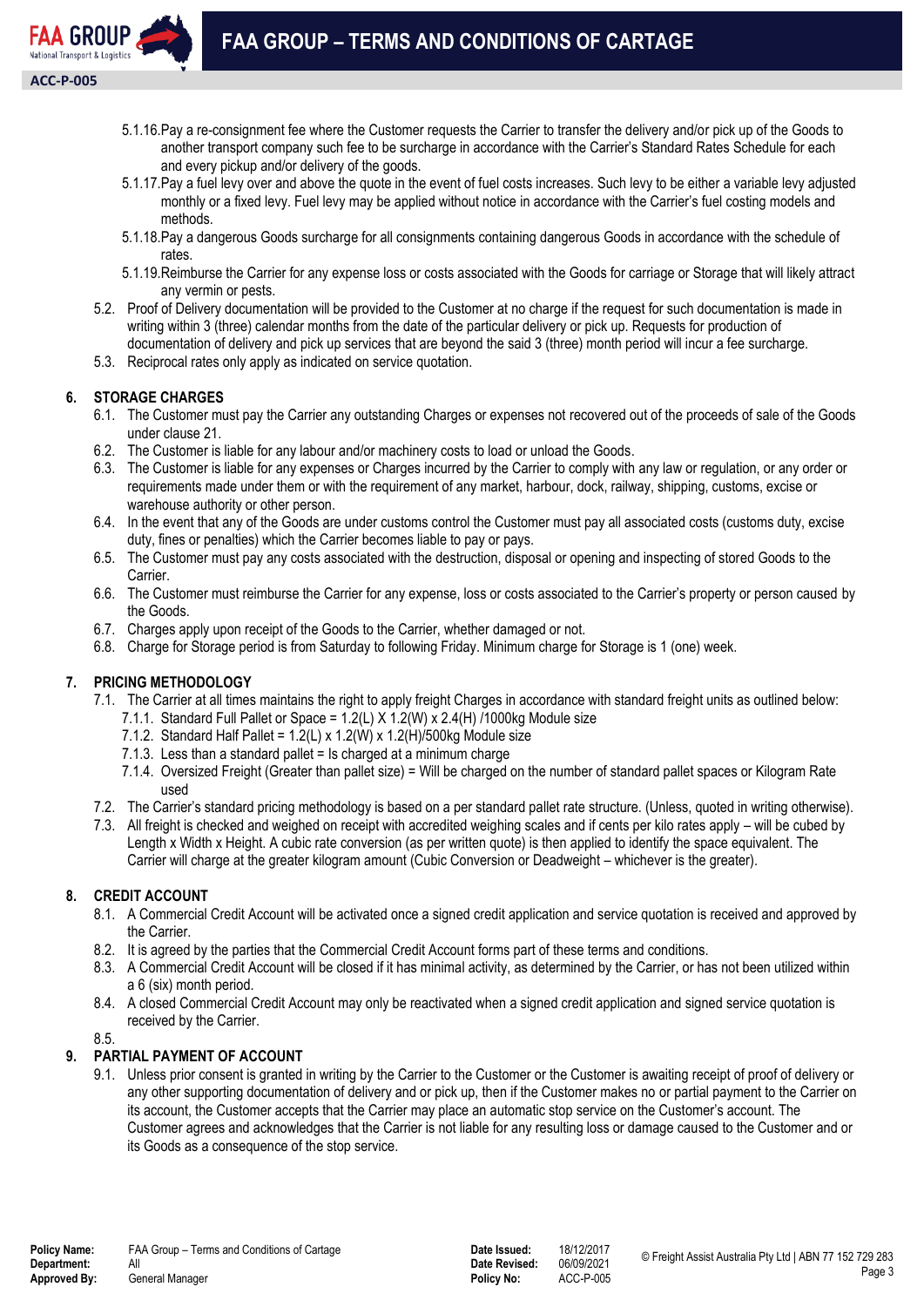5.1.16. Pay a re-consignment fee where the Customer requests the Carrier to transfer the delivery and/or pick up of the Goods to another transport company such fee to be surcharge in accordance with the Carrier's Standard Rates Schedule for each and every pickup and/or delivery of the goods.

5.1.17. Pay a fuel levy over and above the quote in the event of fuel costs increases. Such levy to be either a variable levy adjusted monthly or a fixed levy. Fuel levy may be applied without notice in accordance with the Carrier's fuel costing models and methods.

5.1.18. Pay a dangerous Goods surcharge for all consignments containing dangerous Goods in accordance with the schedule of rates.

5.1.19. Reimburse the Carrier for any expense loss or costs associated with the Goods for carriage or Storage that will likely attract any vermin or pests.

5.2. Proof of Delivery documentation will be provided to the Customer at no charge if the request for such documentation is made in writing within 3 (three) calendar months from the date of the particular delivery or pick up. Requests for production of documentation of delivery and pick up services that are beyond the said 3 (three) month period will incur a fee surcharge.

5.3. Reciprocal rates only apply as indicated on service quotation.

## 6. STORAGE CHARGES

6.1. The Customer must pay the Carrier any outstanding Charges or expenses not recovered out of the proceeds of sale of the Goods under clause 21.

6.2. The Customer is liable for any labour and/or machinery costs to load or unload the Goods.

6.3. The Customer is liable for any expenses or Charges incurred by the Carrier to comply with any law or regulation, or any order or requirements made under them or with the requirement of any market, harbour, dock, railway, shipping, customs, excise or warehouse authority or other person.

6.4. In the event that any of the Goods are under customs control the Customer must pay all associated costs (customs duty, excise duty, fines or penalties) which the Carrier becomes liable to pay or pays.

6.5. The Customer must pay any costs associated with the destruction, disposal or opening and inspecting of stored Goods to the Carrier.

6.6. The Customer must reimburse the Carrier for any expense, loss or costs associated to the Carrier's property or person caused by the Goods.

6.7. Charges apply upon receipt of the Goods to the Carrier, whether damaged or not.

6.8. Charge for Storage period is from Saturday to following Friday. Minimum charge for Storage is 1 (one) week.

## 7. PRICING METHODOLOGY

7.1. The Carrier at all times maintains the right to apply freight Charges in accordance with standard freight units as outlined below:

7.1.1. Standard Full Pallet or Space = 1.2(L) X 1.2(W) x 2.4(H) /1000kg Module size

7.1.2. Standard Half Pallet = 1.2(L) x 1.2(W) x 1.2(H)/500kg Module size

7.1.3. Less than a standard pallet = Is charged at a minimum charge

7.1.4. Oversized Freight (Greater than pallet size) = Will be charged on the number of standard pallet spaces or Kilogram Rate used

7.2. The Carrier's standard pricing methodology is based on a per standard pallet rate structure. (Unless, quoted in writing otherwise).

7.3. All freight is checked and weighed on receipt with accredited weighing scales and if cents per kilo rates apply – will be cubed by Length x Width x Height. A cubic rate conversion (as per written quote) is then applied to identify the space equivalent. The Carrier will charge at the greater kilogram amount (Cubic Conversion or Deadweight – whichever is the greater).

## 8. CREDIT ACCOUNT

8.1. A Commercial Credit Account will be activated once a signed credit application and service quotation is received and approved by the Carrier.

8.2. It is agreed by the parties that the Commercial Credit Account forms part of these terms and conditions.

8.3. A Commercial Credit Account will be closed if it has minimal activity, as determined by the Carrier, or has not been utilized within a 6 (six) month period.

8.4. A closed Commercial Credit Account may only be reactivated when a signed credit application and signed service quotation is received by the Carrier.

8.5.

## 9. PARTIAL PAYMENT OF ACCOUNT

9.1. Unless prior consent is granted in writing by the Carrier to the Customer or the Customer is awaiting receipt of proof of delivery or any other supporting documentation of delivery and or pick up, then if the Customer makes no or partial payment to the Carrier on its account, the Customer accepts that the Carrier may place an automatic stop service on the Customer's account. The Customer agrees and acknowledges that the Carrier is not liable for any resulting loss or damage caused to the Customer and or its Goods as a consequence of the stop service.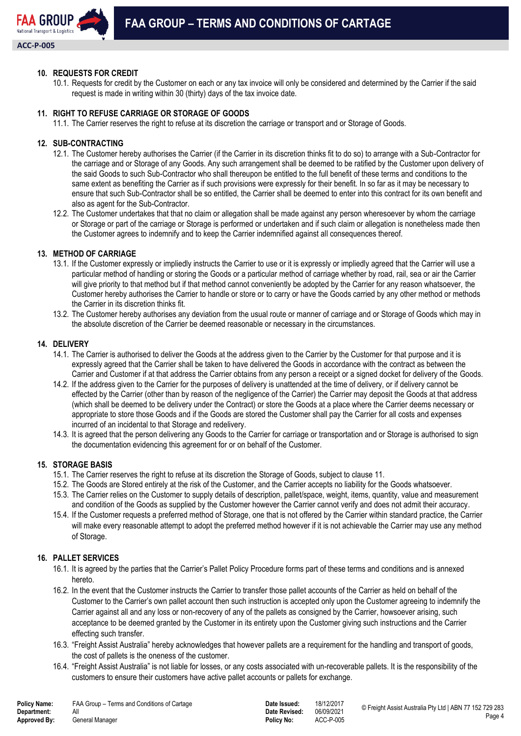## 10. REQUESTS FOR CREDIT

10.1. Requests for credit by the Customer on each or any tax invoice will only be considered and determined by the Carrier if the said request is made in writing within 30 (thirty) days of the tax invoice date.

## 11. RIGHT TO REFUSE CARRIAGE OR STORAGE OF GOODS

11.1. The Carrier reserves the right to refuse at its discretion the carriage or transport and or Storage of Goods.

## 12. SUB-CONTRACTING

12.1. The Customer hereby authorises the Carrier (if the Carrier in its discretion thinks fit to do so) to arrange with a Sub-Contractor for the carriage and or Storage of any Goods. Any such arrangement shall be deemed to be ratified by the Customer upon delivery of the said Goods to such Sub-Contractor who shall thereupon be entitled to the full benefit of these terms and conditions to the same extent as benefiting the Carrier as if such provisions were expressly for their benefit. In so far as it may be necessary to ensure that such Sub-Contractor shall be so entitled, the Carrier shall be deemed to enter into this contract for its own benefit and also as agent for the Sub-Contractor.

12.2. The Customer undertakes that that no claim or allegation shall be made against any person wheresoever by whom the carriage or Storage or part of the carriage or Storage is performed or undertaken and if such claim or allegation is nonetheless made then the Customer agrees to indemnify and to keep the Carrier indemnified against all consequences thereof.

## 13. METHOD OF CARRIAGE

13.1. If the Customer expressly or impliedly instructs the Carrier to use or it is expressly or impliedly agreed that the Carrier will use a particular method of handling or storing the Goods or a particular method of carriage whether by road, rail, sea or air the Carrier will give priority to that method but if that method cannot conveniently be adopted by the Carrier for any reason whatsoever, the Customer hereby authorises the Carrier to handle or store or to carry or have the Goods carried by any other method or methods the Carrier in its discretion thinks fit.

13.2. The Customer hereby authorises any deviation from the usual route or manner of carriage and or Storage of Goods which may in the absolute discretion of the Carrier be deemed reasonable or necessary in the circumstances.

## 14. DELIVERY

14.1. The Carrier is authorised to deliver the Goods at the address given to the Carrier by the Customer for that purpose and it is expressly agreed that the Carrier shall be taken to have delivered the Goods in accordance with the contract as between the Carrier and Customer if at that address the Carrier obtains from any person a receipt or a signed docket for delivery of the Goods.

14.2. If the address given to the Carrier for the purposes of delivery is unattended at the time of delivery, or if delivery cannot be effected by the Carrier (other than by reason of the negligence of the Carrier) the Carrier may deposit the Goods at that address (which shall be deemed to be delivery under the Contract) or store the Goods at a place where the Carrier deems necessary or appropriate to store those Goods and if the Goods are stored the Customer shall pay the Carrier for all costs and expenses incurred of an incidental to that Storage and redelivery.

14.3. It is agreed that the person delivering any Goods to the Carrier for carriage or transportation and or Storage is authorised to sign the documentation evidencing this agreement for or on behalf of the Customer.

## 15. STORAGE BASIS

15.1. The Carrier reserves the right to refuse at its discretion the Storage of Goods, subject to clause 11.

15.2. The Goods are Stored entirely at the risk of the Customer, and the Carrier accepts no liability for the Goods whatsoever.

15.3. The Carrier relies on the Customer to supply details of description, pallet/space, weight, items, quantity, value and measurement and condition of the Goods as supplied by the Customer however the Carrier cannot verify and does not admit their accuracy.

15.4. If the Customer requests a preferred method of Storage, one that is not offered by the Carrier within standard practice, the Carrier will make every reasonable attempt to adopt the preferred method however if it is not achievable the Carrier may use any method of Storage.

## 16. PALLET SERVICES

16.1. It is agreed by the parties that the Carrier's Pallet Policy Procedure forms part of these terms and conditions and is annexed hereto.

16.2. In the event that the Customer instructs the Carrier to transfer those pallet accounts of the Carrier as held on behalf of the Customer to the Carrier's own pallet account then such instruction is accepted only upon the Customer agreeing to indemnify the Carrier against all and any loss or non-recovery of any of the pallets as consigned by the Carrier, howsoever arising, such acceptance to be deemed granted by the Customer in its entirety upon the Customer giving such instructions and the Carrier effecting such transfer.

16.3. "Freight Assist Australia" hereby acknowledges that however pallets are a requirement for the handling and transport of goods, the cost of pallets is the oneness of the customer.

16.4. "Freight Assist Australia" is not liable for losses, or any costs associated with un-recoverable pallets. It is the responsibility of the customers to ensure their customers have active pallet accounts or pallets for exchange.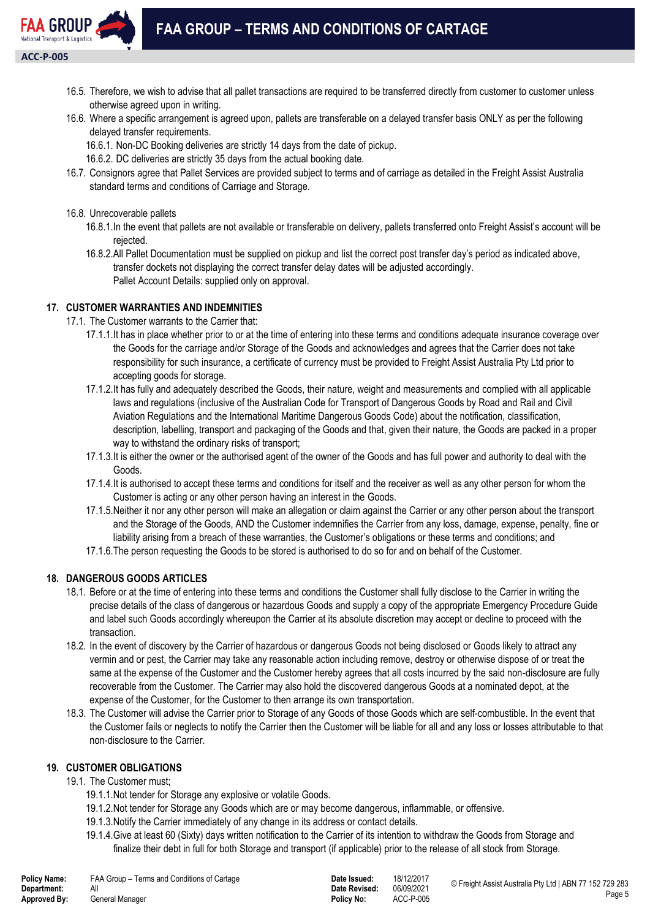16.5. Therefore, we wish to advise that all pallet transactions are required to be transferred directly from customer to customer unless otherwise agreed upon in writing.

16.6. Where a specific arrangement is agreed upon, pallets are transferable on a delayed transfer basis ONLY as per the following delayed transfer requirements.

16.6.1. Non-DC Booking deliveries are strictly 14 days from the date of pickup.

16.6.2. DC deliveries are strictly 35 days from the actual booking date.

16.7. Consignors agree that Pallet Services are provided subject to terms and of carriage as detailed in the Freight Assist Australia standard terms and conditions of Carriage and Storage.

16.8. Unrecoverable pallets

16.8.1. In the event that pallets are not available or transferable on delivery, pallets transferred onto Freight Assist's account will be rejected.

16.8.2. All Pallet Documentation must be supplied on pickup and list the correct post transfer day's period as indicated above, transfer dockets not displaying the correct transfer delay dates will be adjusted accordingly.
Pallet Account Details: supplied only on approval.

## 17. CUSTOMER WARRANTIES AND INDEMNITIES

17.1. The Customer warrants to the Carrier that:

17.1.1. It has in place whether prior to or at the time of entering into these terms and conditions adequate insurance coverage over the Goods for the carriage and/or Storage of the Goods and acknowledges and agrees that the Carrier does not take responsibility for such insurance, a certificate of currency must be provided to Freight Assist Australia Pty Ltd prior to accepting goods for storage.

17.1.2. It has fully and adequately described the Goods, their nature, weight and measurements and complied with all applicable laws and regulations (inclusive of the Australian Code for Transport of Dangerous Goods by Road and Rail and Civil Aviation Regulations and the International Maritime Dangerous Goods Code) about the notification, classification, description, labelling, transport and packaging of the Goods and that, given their nature, the Goods are packed in a proper way to withstand the ordinary risks of transport;

17.1.3. It is either the owner or the authorised agent of the owner of the Goods and has full power and authority to deal with the Goods.

17.1.4. It is authorised to accept these terms and conditions for itself and the receiver as well as any other person for whom the Customer is acting or any other person having an interest in the Goods.

17.1.5. Neither it nor any other person will make an allegation or claim against the Carrier or any other person about the transport and the Storage of the Goods, AND the Customer indemnifies the Carrier from any loss, damage, expense, penalty, fine or liability arising from a breach of these warranties, the Customer's obligations or these terms and conditions; and

17.1.6. The person requesting the Goods to be stored is authorised to do so for and on behalf of the Customer.

## 18. DANGEROUS GOODS ARTICLES

18.1. Before or at the time of entering into these terms and conditions the Customer shall fully disclose to the Carrier in writing the precise details of the class of dangerous or hazardous Goods and supply a copy of the appropriate Emergency Procedure Guide and label such Goods accordingly whereupon the Carrier at its absolute discretion may accept or decline to proceed with the transaction.

18.2. In the event of discovery by the Carrier of hazardous or dangerous Goods not being disclosed or Goods likely to attract any vermin and or pest, the Carrier may take any reasonable action including remove, destroy or otherwise dispose of or treat the same at the expense of the Customer and the Customer hereby agrees that all costs incurred by the said non-disclosure are fully recoverable from the Customer. The Carrier may also hold the discovered dangerous Goods at a nominated depot, at the expense of the Customer, for the Customer to then arrange its own transportation.

18.3. The Customer will advise the Carrier prior to Storage of any Goods of those Goods which are self-combustible. In the event that the Customer fails or neglects to notify the Carrier then the Customer will be liable for all and any loss or losses attributable to that non-disclosure to the Carrier.

## 19. CUSTOMER OBLIGATIONS

19.1. The Customer must;

19.1.1. Not tender for Storage any explosive or volatile Goods.

19.1.2. Not tender for Storage any Goods which are or may become dangerous, inflammable, or offensive.

19.1.3. Notify the Carrier immediately of any change in its address or contact details.

19.1.4. Give at least 60 (Sixty) days written notification to the Carrier of its intention to withdraw the Goods from Storage and finalize their debt in full for both Storage and transport (if applicable) prior to the release of all stock from Storage.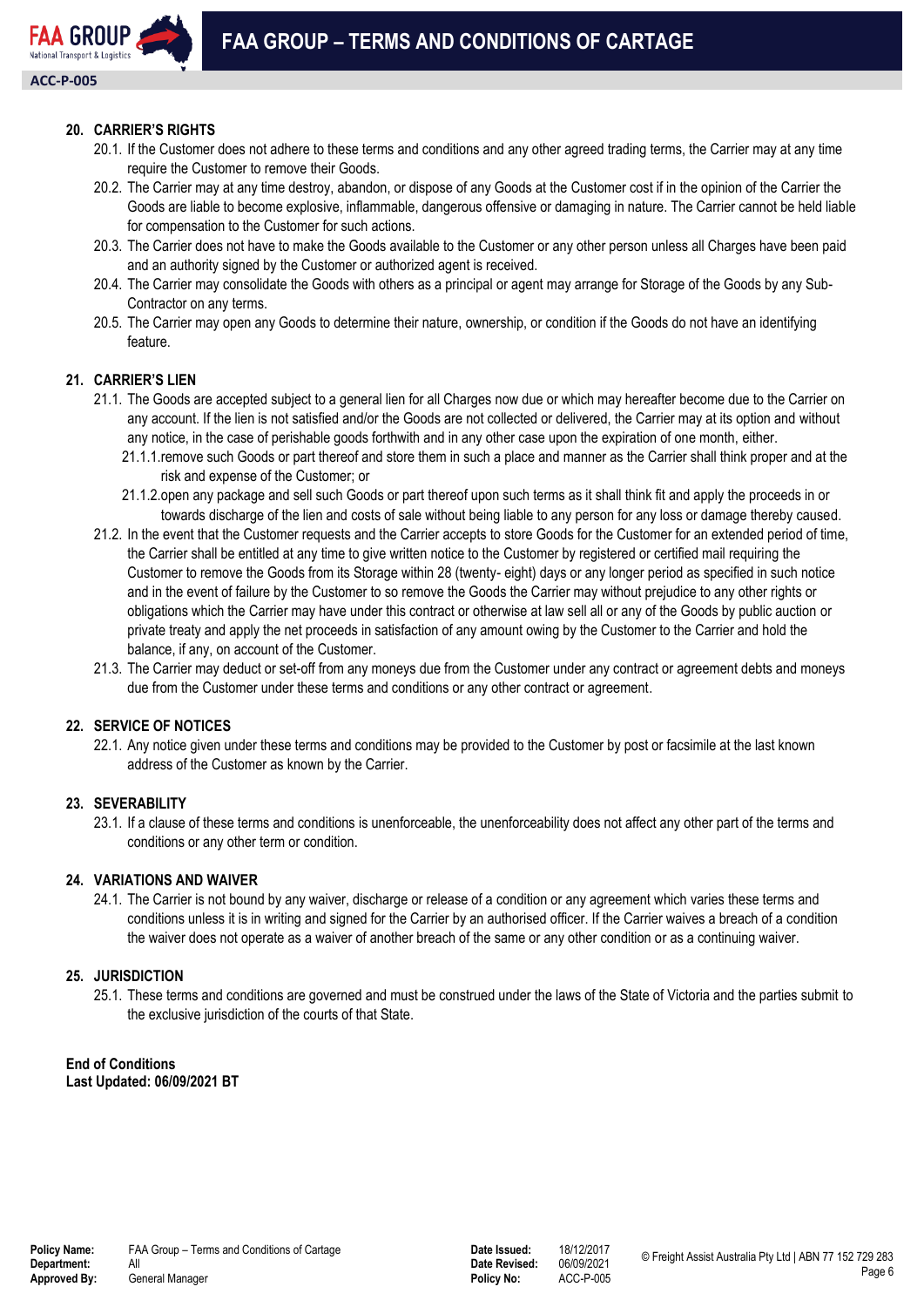## 20. CARRIER'S RIGHTS

20.1. If the Customer does not adhere to these terms and conditions and any other agreed trading terms, the Carrier may at any time require the Customer to remove their Goods.

20.2. The Carrier may at any time destroy, abandon, or dispose of any Goods at the Customer cost if in the opinion of the Carrier the Goods are liable to become explosive, inflammable, dangerous offensive or damaging in nature. The Carrier cannot be held liable for compensation to the Customer for such actions.

20.3. The Carrier does not have to make the Goods available to the Customer or any other person unless all Charges have been paid and an authority signed by the Customer or authorized agent is received.

20.4. The Carrier may consolidate the Goods with others as a principal or agent may arrange for Storage of the Goods by any Sub-Contractor on any terms.

20.5. The Carrier may open any Goods to determine their nature, ownership, or condition if the Goods do not have an identifying feature.

## 21. CARRIER'S LIEN

21.1. The Goods are accepted subject to a general lien for all Charges now due or which may hereafter become due to the Carrier on any account. If the lien is not satisfied and/or the Goods are not collected or delivered, the Carrier may at its option and without any notice, in the case of perishable goods forthwith and in any other case upon the expiration of one month, either.

21.1.1. remove such Goods or part thereof and store them in such a place and manner as the Carrier shall think proper and at the risk and expense of the Customer; or

21.1.2. open any package and sell such Goods or part thereof upon such terms as it shall think fit and apply the proceeds in or towards discharge of the lien and costs of sale without being liable to any person for any loss or damage thereby caused.

21.2. In the event that the Customer requests and the Carrier accepts to store Goods for the Customer for an extended period of time, the Carrier shall be entitled at any time to give written notice to the Customer by registered or certified mail requiring the Customer to remove the Goods from its Storage within 28 (twenty- eight) days or any longer period as specified in such notice and in the event of failure by the Customer to so remove the Goods the Carrier may without prejudice to any other rights or obligations which the Carrier may have under this contract or otherwise at law sell all or any of the Goods by public auction or private treaty and apply the net proceeds in satisfaction of any amount owing by the Customer to the Carrier and hold the balance, if any, on account of the Customer.

21.3. The Carrier may deduct or set-off from any moneys due from the Customer under any contract or agreement debts and moneys due from the Customer under these terms and conditions or any other contract or agreement.

## 22. SERVICE OF NOTICES

22.1. Any notice given under these terms and conditions may be provided to the Customer by post or facsimile at the last known address of the Customer as known by the Carrier.

## 23. SEVERABILITY

23.1. If a clause of these terms and conditions is unenforceable, the unenforceability does not affect any other part of the terms and conditions or any other term or condition.

## 24. VARIATIONS AND WAIVER

24.1. The Carrier is not bound by any waiver, discharge or release of a condition or any agreement which varies these terms and conditions unless it is in writing and signed for the Carrier by an authorised officer. If the Carrier waives a breach of a condition the waiver does not operate as a waiver of another breach of the same or any other condition or as a continuing waiver.

## 25. JURISDICTION

25.1. These terms and conditions are governed and must be construed under the laws of the State of Victoria and the parties submit to the exclusive jurisdiction of the courts of that State.

**End of Conditions**
**Last Updated: 06/09/2021 BT**